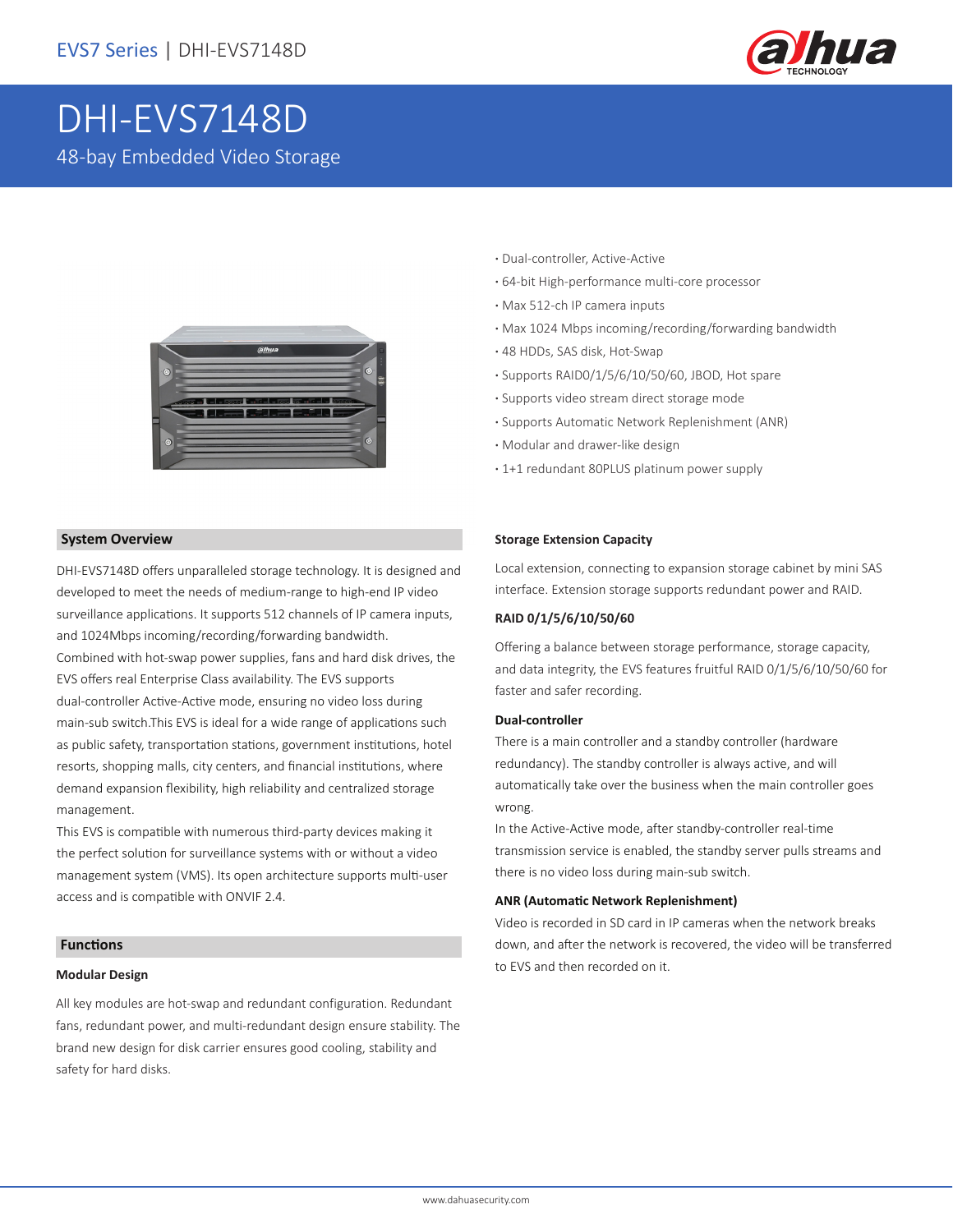# DHI-EVS7148D

48-bay Embedded Video Storage

- Dual-controller, Active-Active
- 64-bit High-performance multi-core processor
- Max 512-ch IP camera inputs
- Max 1024 Mbps incoming/recording/forwarding bandwidth
- 48 HDDs, SAS disk, Hot-Swap
- Supports RAID0/1/5/6/10/50/60, JBOD, Hot spare
- Supports video stream direct storage mode
- Supports Automatic Network Replenishment (ANR)
- Modular and drawer-like design
- 1+1 redundant 80PLUS platinum power supply

## System Overview

DHI-EVS7148D offers unparalleled storage technology. It is designed and developed to meet the needs of medium-range to high-end IP video surveillance applications. It supports 512 channels of IP camera inputs, and 1024Mbps incoming/recording/forwarding bandwidth.
Combined with hot-swap power supplies, fans and hard disk drives, the EVS offers real Enterprise Class availability. The EVS supports dual-controller Active-Active mode, ensuring no video loss during main-sub switch.This EVS is ideal for a wide range of applications such as public safety, transportation stations, government institutions, hotel resorts, shopping malls, city centers, and financial institutions, where demand expansion flexibility, high reliability and centralized storage management.
This EVS is compatible with numerous third-party devices making it the perfect solution for surveillance systems with or without a video management system (VMS). Its open architecture supports multi-user access and is compatible with ONVIF 2.4.

## Functions

### Modular Design

All key modules are hot-swap and redundant configuration. Redundant fans, redundant power, and multi-redundant design ensure stability. The brand new design for disk carrier ensures good cooling, stability and safety for hard disks.

### Storage Extension Capacity

Local extension, connecting to expansion storage cabinet by mini SAS interface. Extension storage supports redundant power and RAID.

### RAID 0/1/5/6/10/50/60

Offering a balance between storage performance, storage capacity, and data integrity, the EVS features fruitful RAID 0/1/5/6/10/50/60 for faster and safer recording.

### Dual-controller

There is a main controller and a standby controller (hardware redundancy). The standby controller is always active, and will automatically take over the business when the main controller goes wrong.
In the Active-Active mode, after standby-controller real-time transmission service is enabled, the standby server pulls streams and there is no video loss during main-sub switch.

### ANR (Automatic Network Replenishment)

Video is recorded in SD card in IP cameras when the network breaks down, and after the network is recovered, the video will be transferred to EVS and then recorded on it.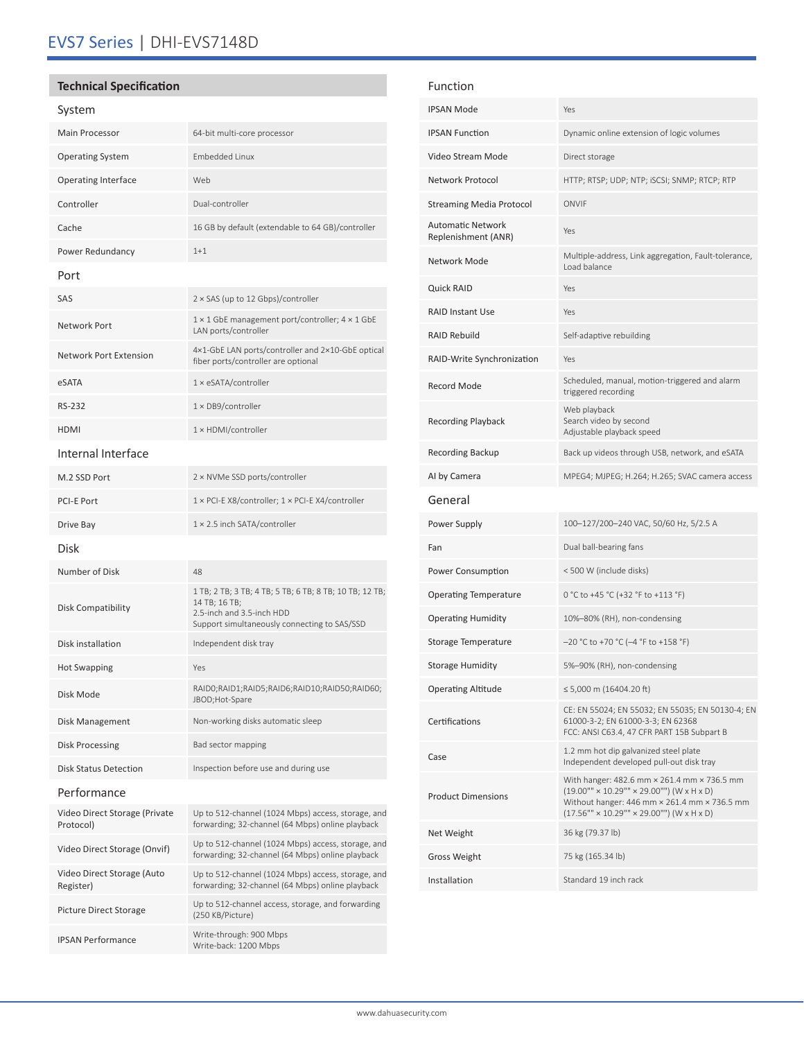# EVS7 Series | DHI-EVS7148D

## Technical Specification

### System

| | |
|---|---|
| Main Processor | 64-bit multi-core processor |
| Operating System | Embedded Linux |
| Operating Interface | Web |
| Controller | Dual-controller |
| Cache | 16 GB by default (extendable to 64 GB)/controller |
| Power Redundancy | 1+1 |

### Port

| | |
|---|---|
| SAS | 2 × SAS (up to 12 Gbps)/controller |
| Network Port | 1 × 1 GbE management port/controller; 4 × 1 GbE LAN ports/controller |
| Network Port Extension | 4×1-GbE LAN ports/controller and 2×10-GbE optical fiber ports/controller are optional |
| eSATA | 1 × eSATA/controller |
| RS-232 | 1 × DB9/controller |
| HDMI | 1 × HDMI/controller |

### Internal Interface

| | |
|---|---|
| M.2 SSD Port | 2 × NVMe SSD ports/controller |
| PCI-E Port | 1 × PCI-E X8/controller; 1 × PCI-E X4/controller |
| Drive Bay | 1 × 2.5 inch SATA/controller |

### Disk

| | |
|---|---|
| Number of Disk | 48 |
| Disk Compatibility | 1 TB; 2 TB; 3 TB; 4 TB; 5 TB; 6 TB; 8 TB; 10 TB; 12 TB; 14 TB; 16 TB;<br>2.5-inch and 3.5-inch HDD<br>Support simultaneously connecting to SAS/SSD |
| Disk installation | Independent disk tray |
| Hot Swapping | Yes |
| Disk Mode | RAID0;RAID1;RAID5;RAID6;RAID10;RAID50;RAID60; JBOD;Hot-Spare |
| Disk Management | Non-working disks automatic sleep |
| Disk Processing | Bad sector mapping |
| Disk Status Detection | Inspection before use and during use |

### Performance

| | |
|---|---|
| Video Direct Storage (Private Protocol) | Up to 512-channel (1024 Mbps) access, storage, and forwarding; 32-channel (64 Mbps) online playback |
| Video Direct Storage (Onvif) | Up to 512-channel (1024 Mbps) access, storage, and forwarding; 32-channel (64 Mbps) online playback |
| Video Direct Storage (Auto Register) | Up to 512-channel (1024 Mbps) access, storage, and forwarding; 32-channel (64 Mbps) online playback |
| Picture Direct Storage | Up to 512-channel access, storage, and forwarding (250 KB/Picture) |
| IPSAN Performance | Write-through: 900 Mbps<br>Write-back: 1200 Mbps |

### Function

| | |
|---|---|
| IPSAN Mode | Yes |
| IPSAN Function | Dynamic online extension of logic volumes |
| Video Stream Mode | Direct storage |
| Network Protocol | HTTP; RTSP; UDP; NTP; iSCSI; SNMP; RTCP; RTP |
| Streaming Media Protocol | ONVIF |
| Automatic Network Replenishment (ANR) | Yes |
| Network Mode | Multiple-address, Link aggregation, Fault-tolerance, Load balance |
| Quick RAID | Yes |
| RAID Instant Use | Yes |
| RAID Rebuild | Self-adaptive rebuilding |
| RAID-Write Synchronization | Yes |
| Record Mode | Scheduled, manual, motion-triggered and alarm triggered recording |
| Recording Playback | Web playback<br>Search video by second<br>Adjustable playback speed |
| Recording Backup | Back up videos through USB, network, and eSATA |
| AI by Camera | MPEG4; MJPEG; H.264; H.265; SVAC camera access |

### General

| | |
|---|---|
| Power Supply | 100–127/200–240 VAC, 50/60 Hz, 5/2.5 A |
| Fan | Dual ball-bearing fans |
| Power Consumption | < 500 W (include disks) |
| Operating Temperature | 0 °C to +45 °C (+32 °F to +113 °F) |
| Operating Humidity | 10%–80% (RH), non-condensing |
| Storage Temperature | –20 °C to +70 °C (–4 °F to +158 °F) |
| Storage Humidity | 5%–90% (RH), non-condensing |
| Operating Altitude | ≤ 5,000 m (16404.20 ft) |
| Certifications | CE: EN 55024; EN 55032; EN 55035; EN 50130-4; EN 61000-3-2; EN 61000-3-3; EN 62368<br>FCC: ANSI C63.4, 47 CFR PART 15B Subpart B |
| Case | 1.2 mm hot dip galvanized steel plate<br>Independent developed pull-out disk tray |
| Product Dimensions | With hanger: 482.6 mm × 261.4 mm × 736.5 mm (19.00"" × 10.29"" × 29.00"") (W x H x D)<br>Without hanger: 446 mm × 261.4 mm × 736.5 mm (17.56"" × 10.29"" × 29.00"") (W x H x D) |
| Net Weight | 36 kg (79.37 lb) |
| Gross Weight | 75 kg (165.34 lb) |
| Installation | Standard 19 inch rack |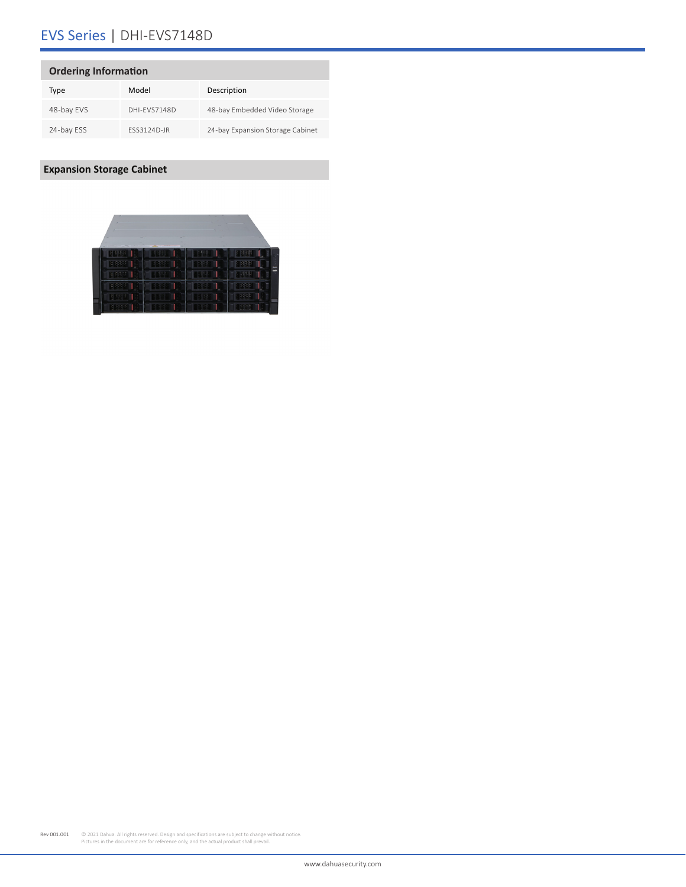## Ordering Information

| Type | Model | Description |
| --- | --- | --- |
| 48-bay EVS | DHI-EVS7148D | 48-bay Embedded Video Storage |
| 24-bay ESS | ESS3124D-JR | 24-bay Expansion Storage Cabinet |

## Expansion Storage Cabinet

Rev 001.001

© 2021 Dahua. All rights reserved. Design and specifications are subject to change without notice.
Pictures in the document are for reference only, and the actual product shall prevail.